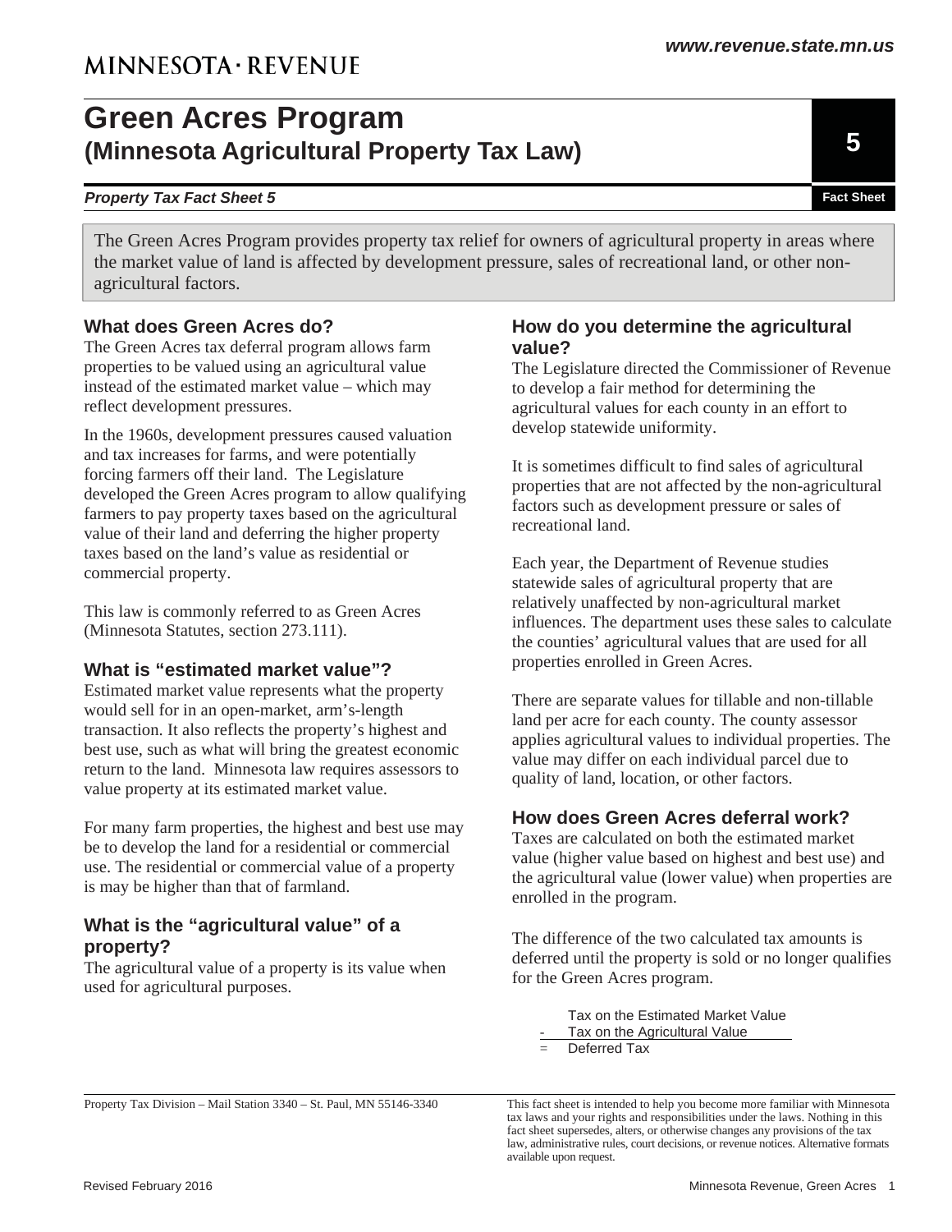MINNESOTA · REVENUE

www.revenue.state.mn.us

# Green Acres Program
## (Minnesota Agricultural Property Tax Law)

5

***Property Tax Fact Sheet 5*** **Fact Sheet**

The Green Acres Program provides property tax relief for owners of agricultural property in areas where the market value of land is affected by development pressure, sales of recreational land, or other non-agricultural factors.

### What does Green Acres do?

The Green Acres tax deferral program allows farm properties to be valued using an agricultural value instead of the estimated market value – which may reflect development pressures.

In the 1960s, development pressures caused valuation and tax increases for farms, and were potentially forcing farmers off their land. The Legislature developed the Green Acres program to allow qualifying farmers to pay property taxes based on the agricultural value of their land and deferring the higher property taxes based on the land's value as residential or commercial property.

This law is commonly referred to as Green Acres (Minnesota Statutes, section 273.111).

### What is "estimated market value"?

Estimated market value represents what the property would sell for in an open-market, arm's-length transaction. It also reflects the property's highest and best use, such as what will bring the greatest economic return to the land. Minnesota law requires assessors to value property at its estimated market value.

For many farm properties, the highest and best use may be to develop the land for a residential or commercial use. The residential or commercial value of a property is may be higher than that of farmland.

### What is the "agricultural value" of a property?

The agricultural value of a property is its value when used for agricultural purposes.

### How do you determine the agricultural value?

The Legislature directed the Commissioner of Revenue to develop a fair method for determining the agricultural values for each county in an effort to develop statewide uniformity.

It is sometimes difficult to find sales of agricultural properties that are not affected by the non-agricultural factors such as development pressure or sales of recreational land.

Each year, the Department of Revenue studies statewide sales of agricultural property that are relatively unaffected by non-agricultural market influences. The department uses these sales to calculate the counties' agricultural values that are used for all properties enrolled in Green Acres.

There are separate values for tillable and non-tillable land per acre for each county. The county assessor applies agricultural values to individual properties. The value may differ on each individual parcel due to quality of land, location, or other factors.

### How does Green Acres deferral work?

Taxes are calculated on both the estimated market value (higher value based on highest and best use) and the agricultural value (lower value) when properties are enrolled in the program.

The difference of the two calculated tax amounts is deferred until the property is sold or no longer qualifies for the Green Acres program.

```
    Tax on the Estimated Market Value
-   Tax on the Agricultural Value
=   Deferred Tax
```

Property Tax Division – Mail Station 3340 – St. Paul, MN 55146-3340

This fact sheet is intended to help you become more familiar with Minnesota tax laws and your rights and responsibilities under the laws. Nothing in this fact sheet supersedes, alters, or otherwise changes any provisions of the tax law, administrative rules, court decisions, or revenue notices. Alternative formats available upon request.

Revised February 2016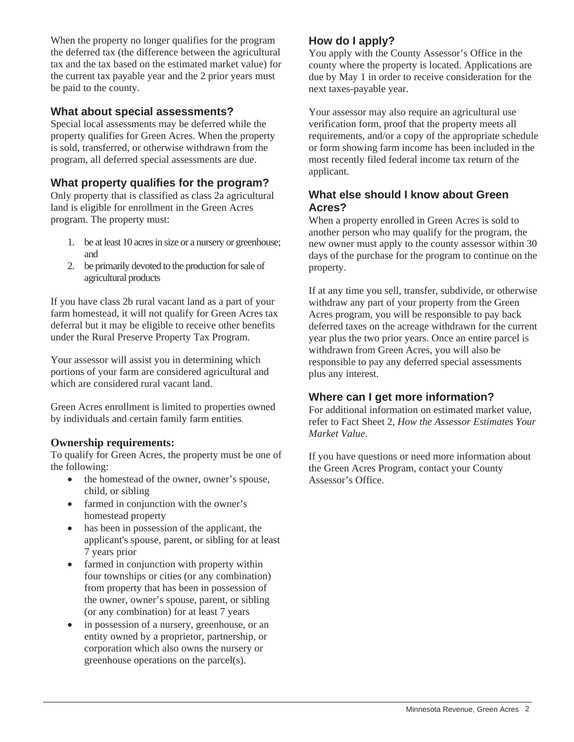When the property no longer qualifies for the program the deferred tax (the difference between the agricultural tax and the tax based on the estimated market value) for the current tax payable year and the 2 prior years must be paid to the county.

### What about special assessments?

Special local assessments may be deferred while the property qualifies for Green Acres. When the property is sold, transferred, or otherwise withdrawn from the program, all deferred special assessments are due.

### What property qualifies for the program?

Only property that is classified as class 2a agricultural land is eligible for enrollment in the Green Acres program. The property must:

1. be at least 10 acres in size or a nursery or greenhouse; and
2. be primarily devoted to the production for sale of agricultural products

If you have class 2b rural vacant land as a part of your farm homestead, it will not qualify for Green Acres tax deferral but it may be eligible to receive other benefits under the Rural Preserve Property Tax Program.

Your assessor will assist you in determining which portions of your farm are considered agricultural and which are considered rural vacant land.

Green Acres enrollment is limited to properties owned by individuals and certain family farm entities.

### Ownership requirements:

To qualify for Green Acres, the property must be one of the following:

- the homestead of the owner, owner's spouse, child, or sibling
- farmed in conjunction with the owner's homestead property
- has been in possession of the applicant, the applicant's spouse, parent, or sibling for at least 7 years prior
- farmed in conjunction with property within four townships or cities (or any combination) from property that has been in possession of the owner, owner's spouse, parent, or sibling (or any combination) for at least 7 years
- in possession of a nursery, greenhouse, or an entity owned by a proprietor, partnership, or corporation which also owns the nursery or greenhouse operations on the parcel(s).

### How do I apply?

You apply with the County Assessor's Office in the county where the property is located. Applications are due by May 1 in order to receive consideration for the next taxes-payable year.

Your assessor may also require an agricultural use verification form, proof that the property meets all requirements, and/or a copy of the appropriate schedule or form showing farm income has been included in the most recently filed federal income tax return of the applicant.

### What else should I know about Green Acres?

When a property enrolled in Green Acres is sold to another person who may qualify for the program, the new owner must apply to the county assessor within 30 days of the purchase for the program to continue on the property.

If at any time you sell, transfer, subdivide, or otherwise withdraw any part of your property from the Green Acres program, you will be responsible to pay back deferred taxes on the acreage withdrawn for the current year plus the two prior years. Once an entire parcel is withdrawn from Green Acres, you will also be responsible to pay any deferred special assessments plus any interest.

### Where can I get more information?

For additional information on estimated market value, refer to Fact Sheet 2, *How the Assessor Estimates Your Market Value*.

If you have questions or need more information about the Green Acres Program, contact your County Assessor's Office.